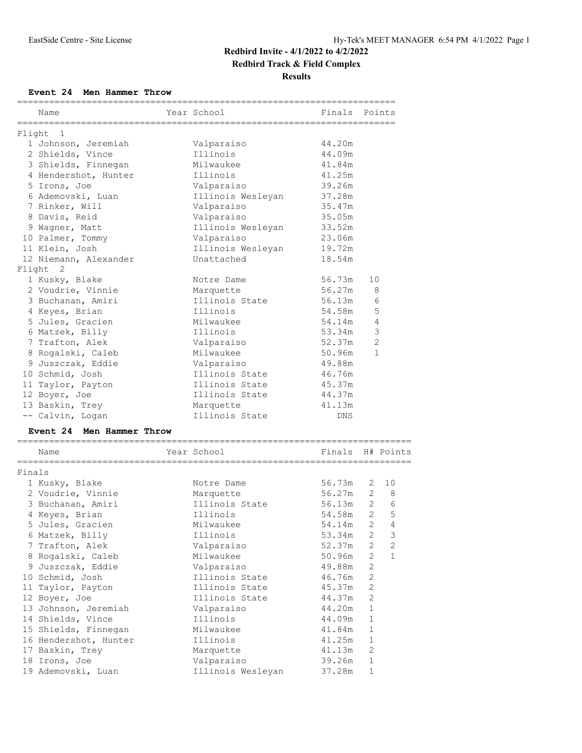# Redbird Invite - 4/1/2022 to 4/2/2022

## Redbird Track & Field Complex

### Results

**Event 24 Men Hammer Throw**

| | Name | Year | School | Finals | Points |
|---|---|---|---|---|---|
| **Flight 1** | | | | | |
| 1 | Johnson, Jeremiah | | Valparaiso | 44.20m | |
| 2 | Shields, Vince | | Illinois | 44.09m | |
| 3 | Shields, Finnegan | | Milwaukee | 41.84m | |
| 4 | Hendershot, Hunter | | Illinois | 41.25m | |
| 5 | Irons, Joe | | Valparaiso | 39.26m | |
| 6 | Ademovski, Luan | | Illinois Wesleyan | 37.28m | |
| 7 | Rinker, Will | | Valparaiso | 35.47m | |
| 8 | Davis, Reid | | Valparaiso | 35.05m | |
| 9 | Wagner, Matt | | Illinois Wesleyan | 33.52m | |
| 10 | Palmer, Tommy | | Valparaiso | 23.06m | |
| 11 | Klein, Josh | | Illinois Wesleyan | 19.72m | |
| 12 | Niemann, Alexander | | Unattached | 18.54m | |
| **Flight 2** | | | | | |
| 1 | Kusky, Blake | | Notre Dame | 56.73m | 10 |
| 2 | Voudrie, Vinnie | | Marquette | 56.27m | 8 |
| 3 | Buchanan, Amiri | | Illinois State | 56.13m | 6 |
| 4 | Keyes, Brian | | Illinois | 54.58m | 5 |
| 5 | Jules, Gracien | | Milwaukee | 54.14m | 4 |
| 6 | Matzek, Billy | | Illinois | 53.34m | 3 |
| 7 | Trafton, Alek | | Valparaiso | 52.37m | 2 |
| 8 | Rogalski, Caleb | | Milwaukee | 50.96m | 1 |
| 9 | Juszczak, Eddie | | Valparaiso | 49.88m | |
| 10 | Schmid, Josh | | Illinois State | 46.76m | |
| 11 | Taylor, Payton | | Illinois State | 45.37m | |
| 12 | Boyer, Joe | | Illinois State | 44.37m | |
| 13 | Baskin, Trey | | Marquette | 41.13m | |
| -- | Calvin, Logan | | Illinois State | DNS | |

**Event 24 Men Hammer Throw**

| | Name | Year | School | Finals | H# | Points |
|---|---|---|---|---|---|---|
| **Finals** | | | | | | |
| 1 | Kusky, Blake | | Notre Dame | 56.73m | 2 | 10 |
| 2 | Voudrie, Vinnie | | Marquette | 56.27m | 2 | 8 |
| 3 | Buchanan, Amiri | | Illinois State | 56.13m | 2 | 6 |
| 4 | Keyes, Brian | | Illinois | 54.58m | 2 | 5 |
| 5 | Jules, Gracien | | Milwaukee | 54.14m | 2 | 4 |
| 6 | Matzek, Billy | | Illinois | 53.34m | 2 | 3 |
| 7 | Trafton, Alek | | Valparaiso | 52.37m | 2 | 2 |
| 8 | Rogalski, Caleb | | Milwaukee | 50.96m | 2 | 1 |
| 9 | Juszczak, Eddie | | Valparaiso | 49.88m | 2 | |
| 10 | Schmid, Josh | | Illinois State | 46.76m | 2 | |
| 11 | Taylor, Payton | | Illinois State | 45.37m | 2 | |
| 12 | Boyer, Joe | | Illinois State | 44.37m | 2 | |
| 13 | Johnson, Jeremiah | | Valparaiso | 44.20m | 1 | |
| 14 | Shields, Vince | | Illinois | 44.09m | 1 | |
| 15 | Shields, Finnegan | | Milwaukee | 41.84m | 1 | |
| 16 | Hendershot, Hunter | | Illinois | 41.25m | 1 | |
| 17 | Baskin, Trey | | Marquette | 41.13m | 2 | |
| 18 | Irons, Joe | | Valparaiso | 39.26m | 1 | |
| 19 | Ademovski, Luan | | Illinois Wesleyan | 37.28m | 1 | |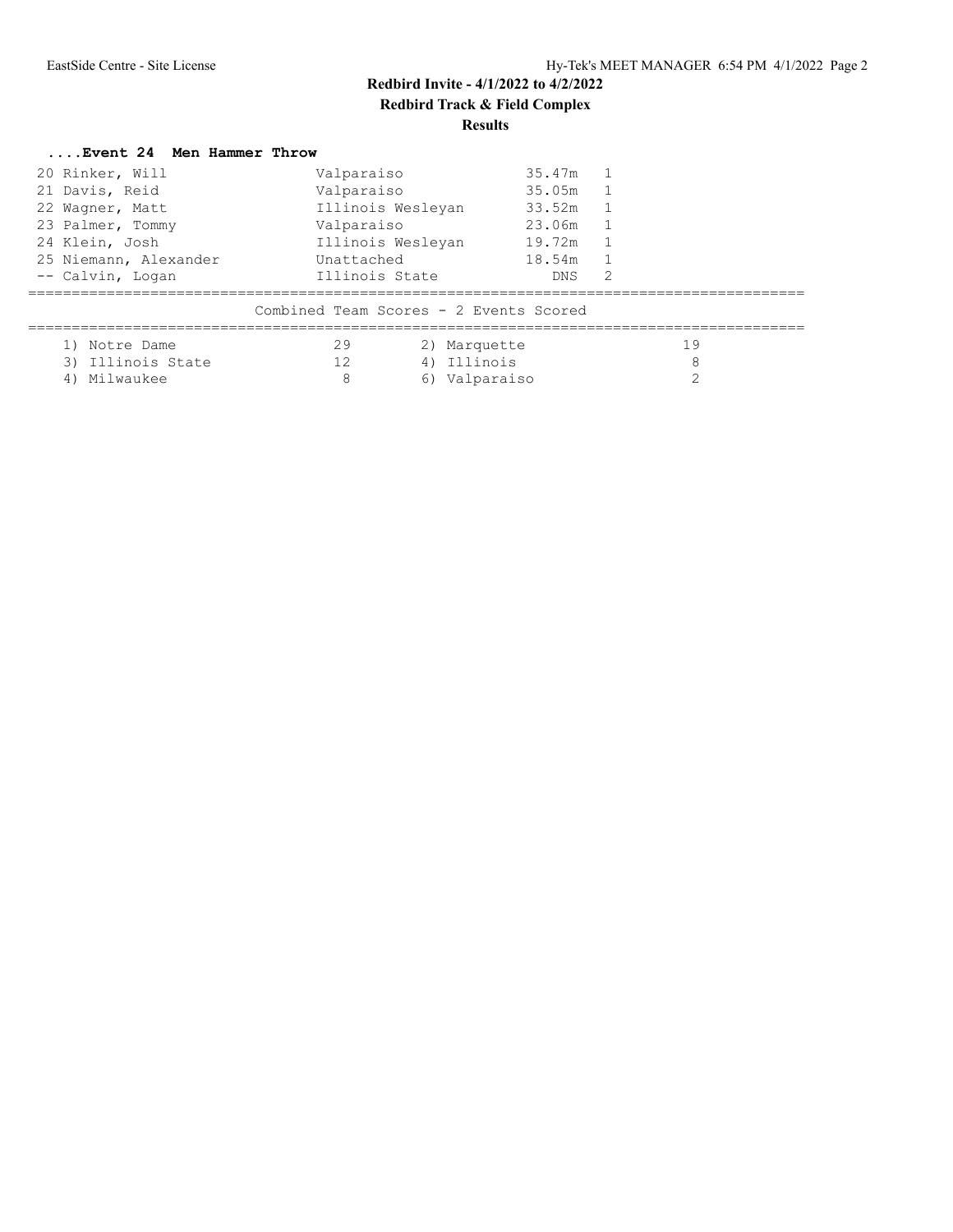## ....Event 24 Men Hammer Throw

| Place | Name | School | Mark | Flight |
|---|---|---|---|---|
| 20 | Rinker, Will | Valparaiso | 35.47m | 1 |
| 21 | Davis, Reid | Valparaiso | 35.05m | 1 |
| 22 | Wagner, Matt | Illinois Wesleyan | 33.52m | 1 |
| 23 | Palmer, Tommy | Valparaiso | 23.06m | 1 |
| 24 | Klein, Josh | Illinois Wesleyan | 19.72m | 1 |
| 25 | Niemann, Alexander | Unattached | 18.54m | 1 |
| -- | Calvin, Logan | Illinois State | DNS | 2 |

### Combined Team Scores - 2 Events Scored

| Place | Team | Points | Place | Team | Points |
|---|---|---|---|---|---|
| 1) | Notre Dame | 29 | 2) | Marquette | 19 |
| 3) | Illinois State | 12 | 4) | Illinois | 8 |
| 4) | Milwaukee | 8 | 6) | Valparaiso | 2 |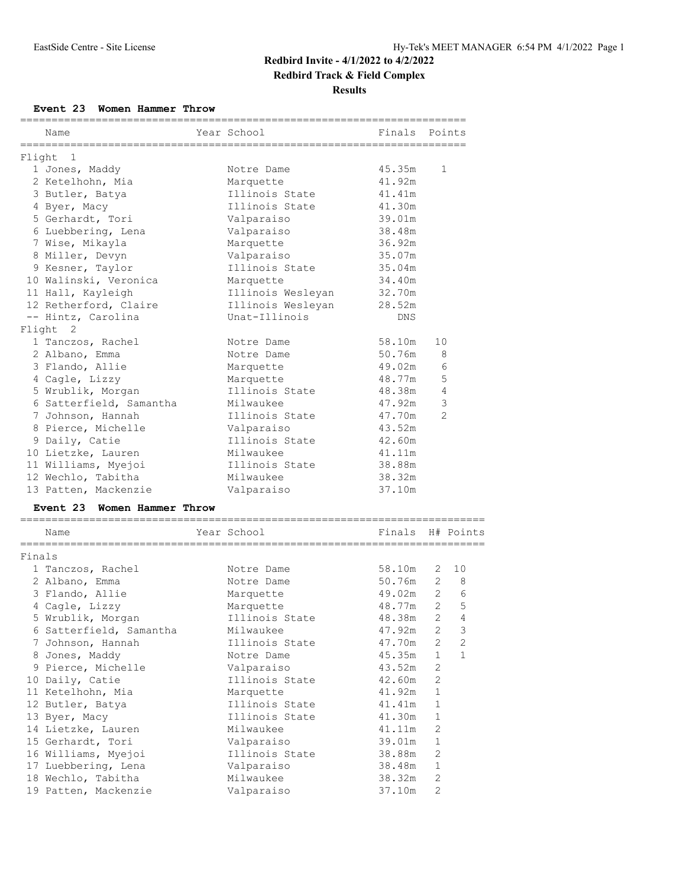# Redbird Invite - 4/1/2022 to 4/2/2022

## Redbird Track & Field Complex

### Results

**Event 23 Women Hammer Throw**

| Place | Name | Year | School | Finals | Points |
|---|---|---|---|---|---|
| **Flight 1** | | | | | |
| 1 | Jones, Maddy | | Notre Dame | 45.35m | 1 |
| 2 | Ketelhohn, Mia | | Marquette | 41.92m | |
| 3 | Butler, Batya | | Illinois State | 41.41m | |
| 4 | Byer, Macy | | Illinois State | 41.30m | |
| 5 | Gerhardt, Tori | | Valparaiso | 39.01m | |
| 6 | Luebbering, Lena | | Valparaiso | 38.48m | |
| 7 | Wise, Mikayla | | Marquette | 36.92m | |
| 8 | Miller, Devyn | | Valparaiso | 35.07m | |
| 9 | Kesner, Taylor | | Illinois State | 35.04m | |
| 10 | Walinski, Veronica | | Marquette | 34.40m | |
| 11 | Hall, Kayleigh | | Illinois Wesleyan | 32.70m | |
| 12 | Retherford, Claire | | Illinois Wesleyan | 28.52m | |
| -- | Hintz, Carolina | | Unat-Illinois | DNS | |
| **Flight 2** | | | | | |
| 1 | Tanczos, Rachel | | Notre Dame | 58.10m | 10 |
| 2 | Albano, Emma | | Notre Dame | 50.76m | 8 |
| 3 | Flando, Allie | | Marquette | 49.02m | 6 |
| 4 | Cagle, Lizzy | | Marquette | 48.77m | 5 |
| 5 | Wrublik, Morgan | | Illinois State | 48.38m | 4 |
| 6 | Satterfield, Samantha | | Milwaukee | 47.92m | 3 |
| 7 | Johnson, Hannah | | Illinois State | 47.70m | 2 |
| 8 | Pierce, Michelle | | Valparaiso | 43.52m | |
| 9 | Daily, Catie | | Illinois State | 42.60m | |
| 10 | Lietzke, Lauren | | Milwaukee | 41.11m | |
| 11 | Williams, Myejoi | | Illinois State | 38.88m | |
| 12 | Wechlo, Tabitha | | Milwaukee | 38.32m | |
| 13 | Patten, Mackenzie | | Valparaiso | 37.10m | |

**Event 23 Women Hammer Throw**

| Place | Name | Year | School | Finals | H# | Points |
|---|---|---|---|---|---|---|
| **Finals** | | | | | | |
| 1 | Tanczos, Rachel | | Notre Dame | 58.10m | 2 | 10 |
| 2 | Albano, Emma | | Notre Dame | 50.76m | 2 | 8 |
| 3 | Flando, Allie | | Marquette | 49.02m | 2 | 6 |
| 4 | Cagle, Lizzy | | Marquette | 48.77m | 2 | 5 |
| 5 | Wrublik, Morgan | | Illinois State | 48.38m | 2 | 4 |
| 6 | Satterfield, Samantha | | Milwaukee | 47.92m | 2 | 3 |
| 7 | Johnson, Hannah | | Illinois State | 47.70m | 2 | 2 |
| 8 | Jones, Maddy | | Notre Dame | 45.35m | 1 | 1 |
| 9 | Pierce, Michelle | | Valparaiso | 43.52m | 2 | |
| 10 | Daily, Catie | | Illinois State | 42.60m | 2 | |
| 11 | Ketelhohn, Mia | | Marquette | 41.92m | 1 | |
| 12 | Butler, Batya | | Illinois State | 41.41m | 1 | |
| 13 | Byer, Macy | | Illinois State | 41.30m | 1 | |
| 14 | Lietzke, Lauren | | Milwaukee | 41.11m | 2 | |
| 15 | Gerhardt, Tori | | Valparaiso | 39.01m | 1 | |
| 16 | Williams, Myejoi | | Illinois State | 38.88m | 2 | |
| 17 | Luebbering, Lena | | Valparaiso | 38.48m | 1 | |
| 18 | Wechlo, Tabitha | | Milwaukee | 38.32m | 2 | |
| 19 | Patten, Mackenzie | | Valparaiso | 37.10m | 2 | |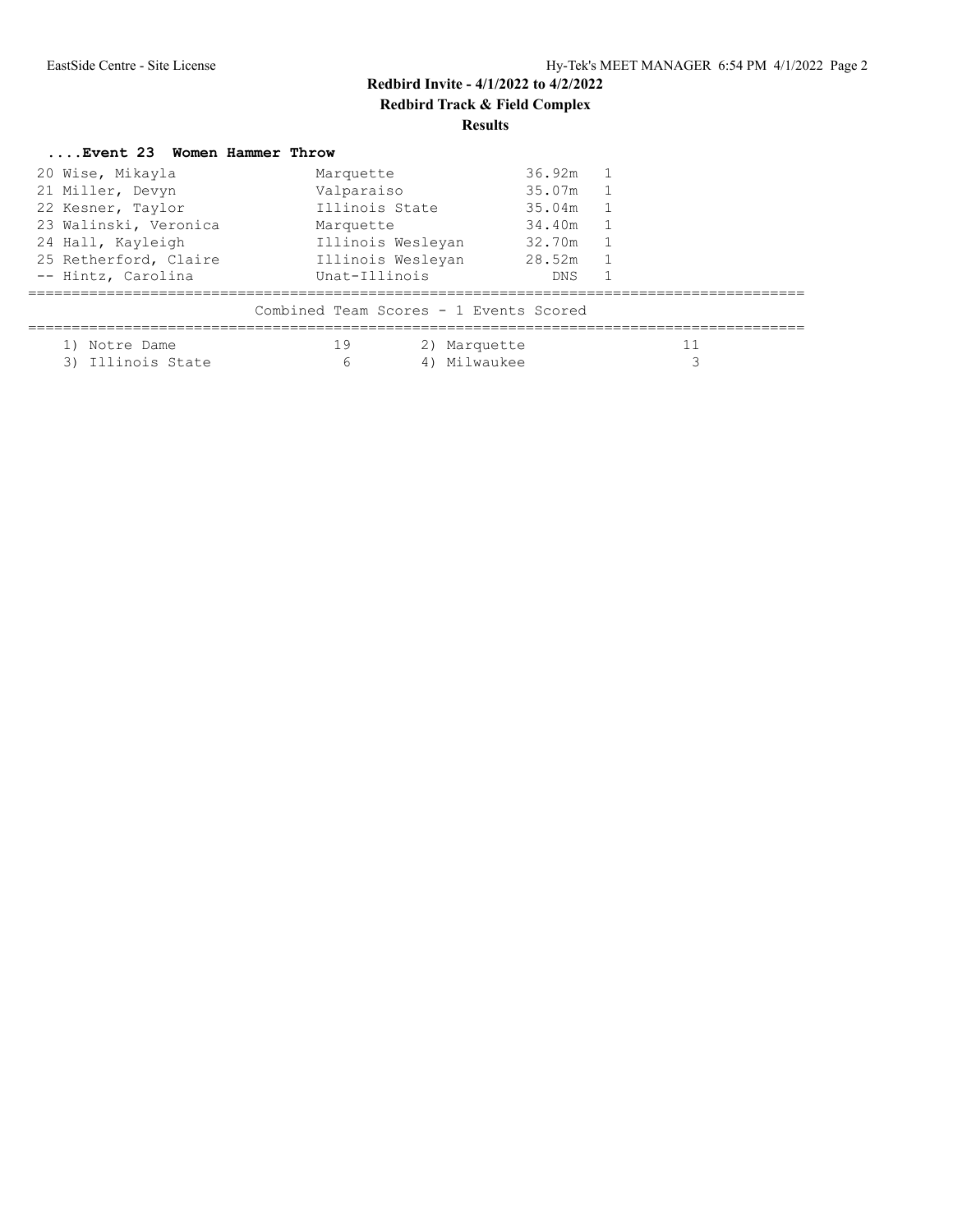### ....Event 23 Women Hammer Throw

| | | | | |
|---|---|---|---|---|
| 20 | Wise, Mikayla | Marquette | 36.92m | 1 |
| 21 | Miller, Devyn | Valparaiso | 35.07m | 1 |
| 22 | Kesner, Taylor | Illinois State | 35.04m | 1 |
| 23 | Walinski, Veronica | Marquette | 34.40m | 1 |
| 24 | Hall, Kayleigh | Illinois Wesleyan | 32.70m | 1 |
| 25 | Retherford, Claire | Illinois Wesleyan | 28.52m | 1 |
| -- | Hintz, Carolina | Unat-Illinois | DNS | 1 |

### Combined Team Scores - 1 Events Scored

| | | | | | |
|---|---|---|---|---|---|
| 1) | Notre Dame | 19 | 2) | Marquette | 11 |
| 3) | Illinois State | 6 | 4) | Milwaukee | 3 |